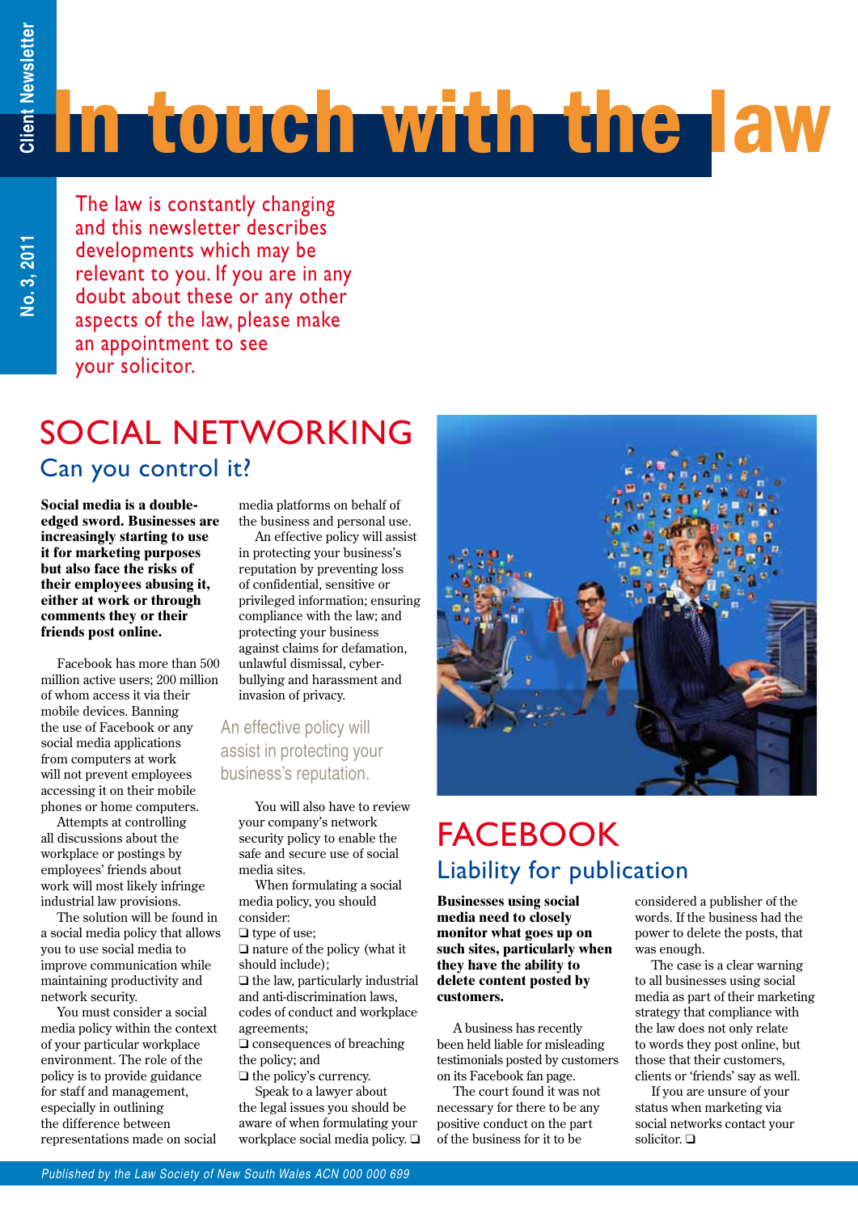# In touch with the law

Client Newsletter

No. 3, 2011

The law is constantly changing and this newsletter describes developments which may be relevant to you. If you are in any doubt about these or any other aspects of the law, please make an appointment to see your solicitor.

## SOCIAL NETWORKING

### Can you control it?

**Social media is a double-edged sword. Businesses are increasingly starting to use it for marketing purposes but also face the risks of their employees abusing it, either at work or through comments they or their friends post online.**

Facebook has more than 500 million active users; 200 million of whom access it via their mobile devices. Banning the use of Facebook or any social media applications from computers at work will not prevent employees accessing it on their mobile phones or home computers.

Attempts at controlling all discussions about the workplace or postings by employees' friends about work will most likely infringe industrial law provisions.

The solution will be found in a social media policy that allows you to use social media to improve communication while maintaining productivity and network security.

You must consider a social media policy within the context of your particular workplace environment. The role of the policy is to provide guidance for staff and management, especially in outlining the difference between representations made on social media platforms on behalf of the business and personal use.

An effective policy will assist in protecting your business's reputation by preventing loss of confidential, sensitive or privileged information; ensuring compliance with the law; and protecting your business against claims for defamation, unlawful dismissal, cyber-bullying and harassment and invasion of privacy.

> An effective policy will assist in protecting your business's reputation.

You will also have to review your company's network security policy to enable the safe and secure use of social media sites.

When formulating a social media policy, you should consider:

- ❑ type of use;
- ❑ nature of the policy (what it should include);
- ❑ the law, particularly industrial and anti-discrimination laws, codes of conduct and workplace agreements;
- ❑ consequences of breaching the policy; and
- ❑ the policy's currency.

Speak to a lawyer about the legal issues you should be aware of when formulating your workplace social media policy. ❑

## FACEBOOK

### Liability for publication

**Businesses using social media need to closely monitor what goes up on such sites, particularly when they have the ability to delete content posted by customers.**

A business has recently been held liable for misleading testimonials posted by customers on its Facebook fan page.

The court found it was not necessary for there to be any positive conduct on the part of the business for it to be considered a publisher of the words. If the business had the power to delete the posts, that was enough.

The case is a clear warning to all businesses using social media as part of their marketing strategy that compliance with the law does not only relate to words they post online, but those that their customers, clients or 'friends' say as well.

If you are unsure of your status when marketing via social networks contact your solicitor. ❑

*Published by the Law Society of New South Wales ACN 000 000 699*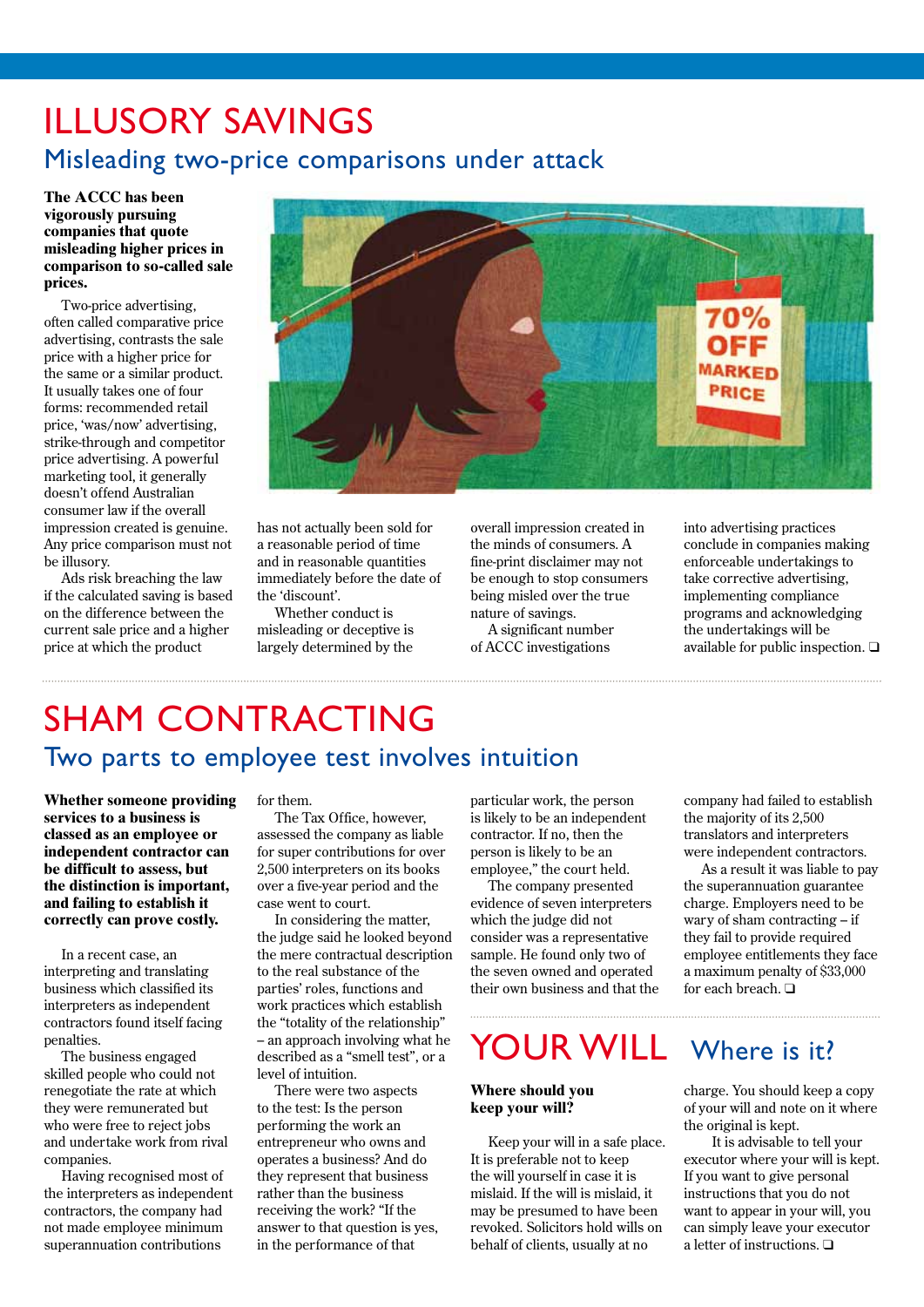# ILLUSORY SAVINGS

## Misleading two-price comparisons under attack

**The ACCC has been vigorously pursuing companies that quote misleading higher prices in comparison to so-called sale prices.**

Two-price advertising, often called comparative price advertising, contrasts the sale price with a higher price for the same or a similar product. It usually takes one of four forms: recommended retail price, 'was/now' advertising, strike-through and competitor price advertising. A powerful marketing tool, it generally doesn't offend Australian consumer law if the overall impression created is genuine. Any price comparison must not be illusory.

Ads risk breaching the law if the calculated saving is based on the difference between the current sale price and a higher price at which the product has not actually been sold for a reasonable period of time and in reasonable quantities immediately before the date of the 'discount'.

Whether conduct is misleading or deceptive is largely determined by the overall impression created in the minds of consumers. A fine-print disclaimer may not be enough to stop consumers being misled over the true nature of savings.

A significant number of ACCC investigations into advertising practices conclude in companies making enforceable undertakings to take corrective advertising, implementing compliance programs and acknowledging the undertakings will be available for public inspection. ❑

# SHAM CONTRACTING

## Two parts to employee test involves intuition

**Whether someone providing services to a business is classed as an employee or independent contractor can be difficult to assess, but the distinction is important, and failing to establish it correctly can prove costly.**

In a recent case, an interpreting and translating business which classified its interpreters as independent contractors found itself facing penalties.

The business engaged skilled people who could not renegotiate the rate at which they were remunerated but who were free to reject jobs and undertake work from rival companies.

Having recognised most of the interpreters as independent contractors, the company had not made employee minimum superannuation contributions for them.

The Tax Office, however, assessed the company as liable for super contributions for over 2,500 interpreters on its books over a five-year period and the case went to court.

In considering the matter, the judge said he looked beyond the mere contractual description to the real substance of the parties' roles, functions and work practices which establish the "totality of the relationship" – an approach involving what he described as a "smell test", or a level of intuition.

There were two aspects to the test: Is the person performing the work an entrepreneur who owns and operates a business? And do they represent that business rather than the business receiving the work? "If the answer to that question is yes, in the performance of that particular work, the person is likely to be an independent contractor. If no, then the person is likely to be an employee," the court held.

The company presented evidence of seven interpreters which the judge did not consider was a representative sample. He found only two of the seven owned and operated their own business and that the company had failed to establish the majority of its 2,500 translators and interpreters were independent contractors.

As a result it was liable to pay the superannuation guarantee charge. Employers need to be wary of sham contracting – if they fail to provide required employee entitlements they face a maximum penalty of $33,000 for each breach. ❑

# YOUR WILL

## Where is it?

**Where should you keep your will?**

Keep your will in a safe place. It is preferable not to keep the will yourself in case it is mislaid. If the will is mislaid, it may be presumed to have been revoked. Solicitors hold wills on behalf of clients, usually at no charge. You should keep a copy of your will and note on it where the original is kept.

It is advisable to tell your executor where your will is kept. If you want to give personal instructions that you do not want to appear in your will, you can simply leave your executor a letter of instructions. ❑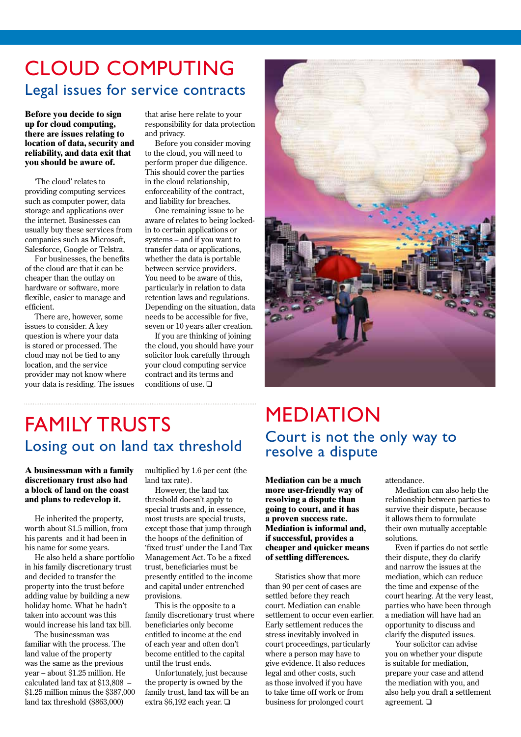# CLOUD COMPUTING

## Legal issues for service contracts

**Before you decide to sign up for cloud computing, there are issues relating to location of data, security and reliability, and data exit that you should be aware of.**

'The cloud' relates to providing computing services such as computer power, data storage and applications over the internet. Businesses can usually buy these services from companies such as Microsoft, Salesforce, Google or Telstra.

For businesses, the benefits of the cloud are that it can be cheaper than the outlay on hardware or software, more flexible, easier to manage and efficient.

There are, however, some issues to consider. A key question is where your data is stored or processed. The cloud may not be tied to any location, and the service provider may not know where your data is residing. The issues that arise here relate to your responsibility for data protection and privacy.

Before you consider moving to the cloud, you will need to perform proper due diligence. This should cover the parties in the cloud relationship, enforceability of the contract, and liability for breaches.

One remaining issue to be aware of relates to being locked-in to certain applications or systems – and if you want to transfer data or applications, whether the data is portable between service providers. You need to be aware of this, particularly in relation to data retention laws and regulations. Depending on the situation, data needs to be accessible for five, seven or 10 years after creation.

If you are thinking of joining the cloud, you should have your solicitor look carefully through your cloud computing service contract and its terms and conditions of use. ❑

# FAMILY TRUSTS

## Losing out on land tax threshold

**A businessman with a family discretionary trust also had a block of land on the coast and plans to redevelop it.**

He inherited the property, worth about $1.5 million, from his parents and it had been in his name for some years.

He also held a share portfolio in his family discretionary trust and decided to transfer the property into the trust before adding value by building a new holiday home. What he hadn't taken into account was this would increase his land tax bill.

The businessman was familiar with the process. The land value of the property was the same as the previous year – about $1.25 million. He calculated land tax at $13,808 – $1.25 million minus the $387,000 land tax threshold ($863,000) multiplied by 1.6 per cent (the land tax rate).

However, the land tax threshold doesn't apply to special trusts and, in essence, most trusts are special trusts, except those that jump through the hoops of the definition of 'fixed trust' under the Land Tax Management Act. To be a fixed trust, beneficiaries must be presently entitled to the income and capital under entrenched provisions.

This is the opposite to a family discretionary trust where beneficiaries only become entitled to income at the end of each year and often don't become entitled to the capital until the trust ends.

Unfortunately, just because the property is owned by the family trust, land tax will be an extra $6,192 each year. ❑

# MEDIATION

## Court is not the only way to resolve a dispute

**Mediation can be a much more user-friendly way of resolving a dispute than going to court, and it has a proven success rate. Mediation is informal and, if successful, provides a cheaper and quicker means of settling differences.**

Statistics show that more than 90 per cent of cases are settled before they reach court. Mediation can enable settlement to occur even earlier. Early settlement reduces the stress inevitably involved in court proceedings, particularly where a person may have to give evidence. It also reduces legal and other costs, such as those involved if you have to take time off work or from business for prolonged court attendance.

Mediation can also help the relationship between parties to survive their dispute, because it allows them to formulate their own mutually acceptable solutions.

Even if parties do not settle their dispute, they do clarify and narrow the issues at the mediation, which can reduce the time and expense of the court hearing. At the very least, parties who have been through a mediation will have had an opportunity to discuss and clarify the disputed issues.

Your solicitor can advise you on whether your dispute is suitable for mediation, prepare your case and attend the mediation with you, and also help you draft a settlement agreement. ❑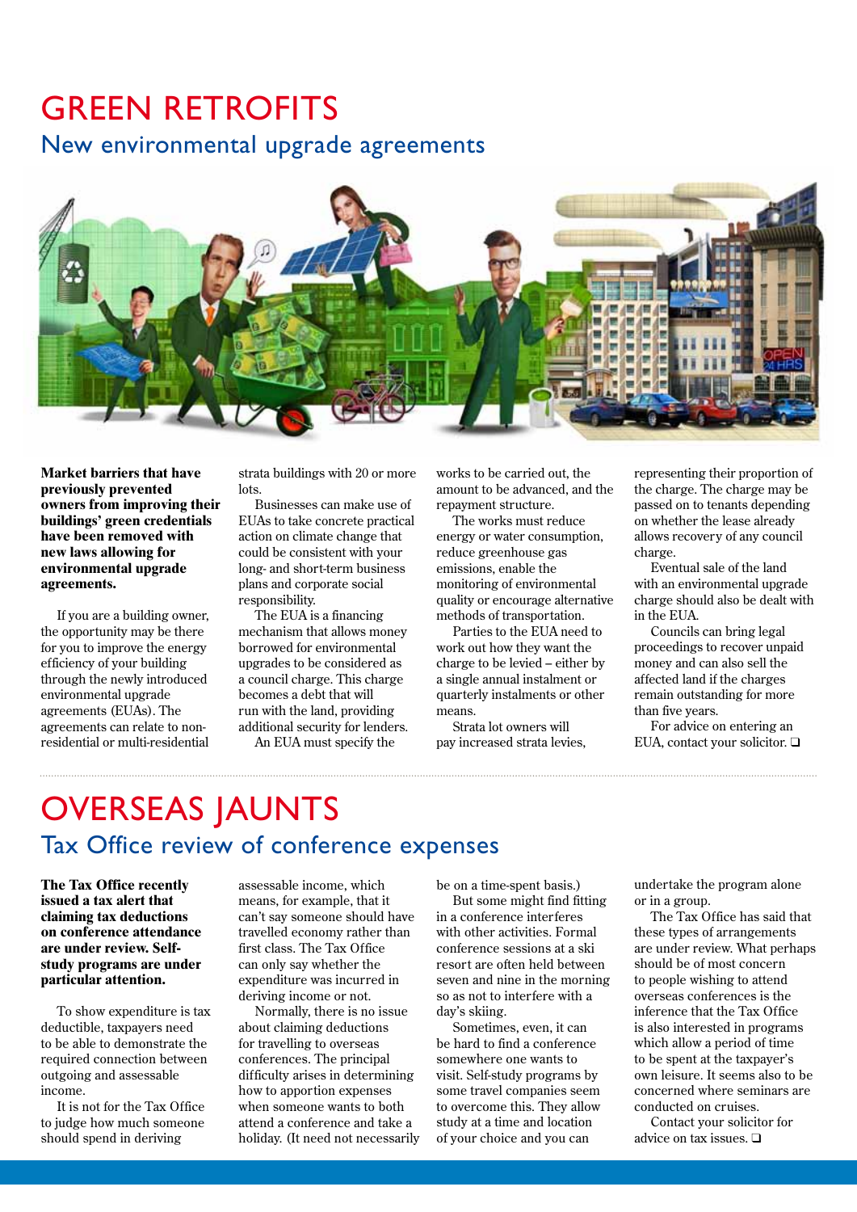# GREEN RETROFITS

## New environmental upgrade agreements

**Market barriers that have previously prevented owners from improving their buildings' green credentials have been removed with new laws allowing for environmental upgrade agreements.**

If you are a building owner, the opportunity may be there for you to improve the energy efficiency of your building through the newly introduced environmental upgrade agreements (EUAs). The agreements can relate to non-residential or multi-residential strata buildings with 20 or more lots.

Businesses can make use of EUAs to take concrete practical action on climate change that could be consistent with your long- and short-term business plans and corporate social responsibility.

The EUA is a financing mechanism that allows money borrowed for environmental upgrades to be considered as a council charge. This charge becomes a debt that will run with the land, providing additional security for lenders.

An EUA must specify the works to be carried out, the amount to be advanced, and the repayment structure.

The works must reduce energy or water consumption, reduce greenhouse gas emissions, enable the monitoring of environmental quality or encourage alternative methods of transportation.

Parties to the EUA need to work out how they want the charge to be levied – either by a single annual instalment or quarterly instalments or other means.

Strata lot owners will pay increased strata levies, representing their proportion of the charge. The charge may be passed on to tenants depending on whether the lease already allows recovery of any council charge.

Eventual sale of the land with an environmental upgrade charge should also be dealt with in the EUA.

Councils can bring legal proceedings to recover unpaid money and can also sell the affected land if the charges remain outstanding for more than five years.

For advice on entering an EUA, contact your solicitor. ❑

# OVERSEAS JAUNTS

## Tax Office review of conference expenses

**The Tax Office recently issued a tax alert that claiming tax deductions on conference attendance are under review. Self-study programs are under particular attention.**

To show expenditure is tax deductible, taxpayers need to be able to demonstrate the required connection between outgoing and assessable income.

It is not for the Tax Office to judge how much someone should spend in deriving assessable income, which means, for example, that it can't say someone should have travelled economy rather than first class. The Tax Office can only say whether the expenditure was incurred in deriving income or not.

Normally, there is no issue about claiming deductions for travelling to overseas conferences. The principal difficulty arises in determining how to apportion expenses when someone wants to both attend a conference and take a holiday. (It need not necessarily be on a time-spent basis.)

But some might find fitting in a conference interferes with other activities. Formal conference sessions at a ski resort are often held between seven and nine in the morning so as not to interfere with a day's skiing.

Sometimes, even, it can be hard to find a conference somewhere one wants to visit. Self-study programs by some travel companies seem to overcome this. They allow study at a time and location of your choice and you can undertake the program alone or in a group.

The Tax Office has said that these types of arrangements are under review. What perhaps should be of most concern to people wishing to attend overseas conferences is the inference that the Tax Office is also interested in programs which allow a period of time to be spent at the taxpayer's own leisure. It seems also to be concerned where seminars are conducted on cruises.

Contact your solicitor for advice on tax issues. ❑